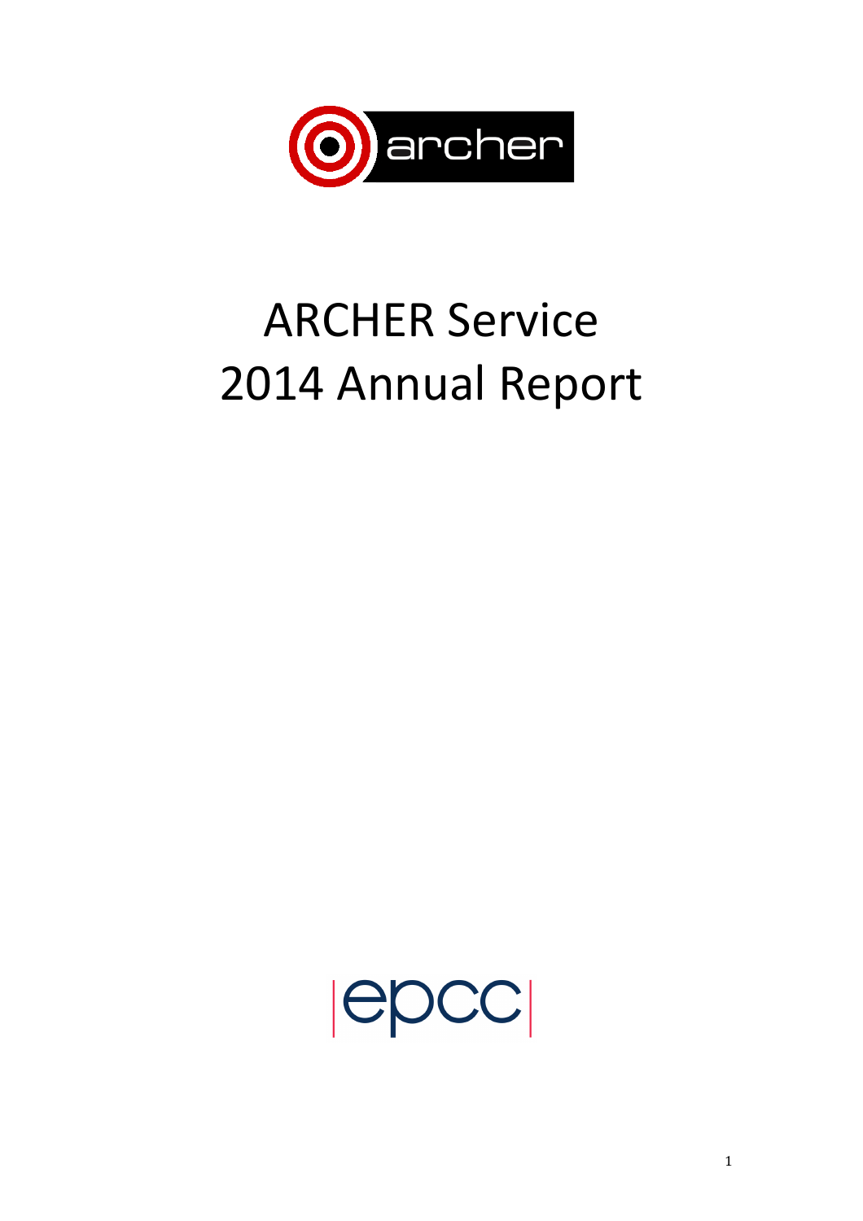# ARCHER Service
# 2014 Annual Report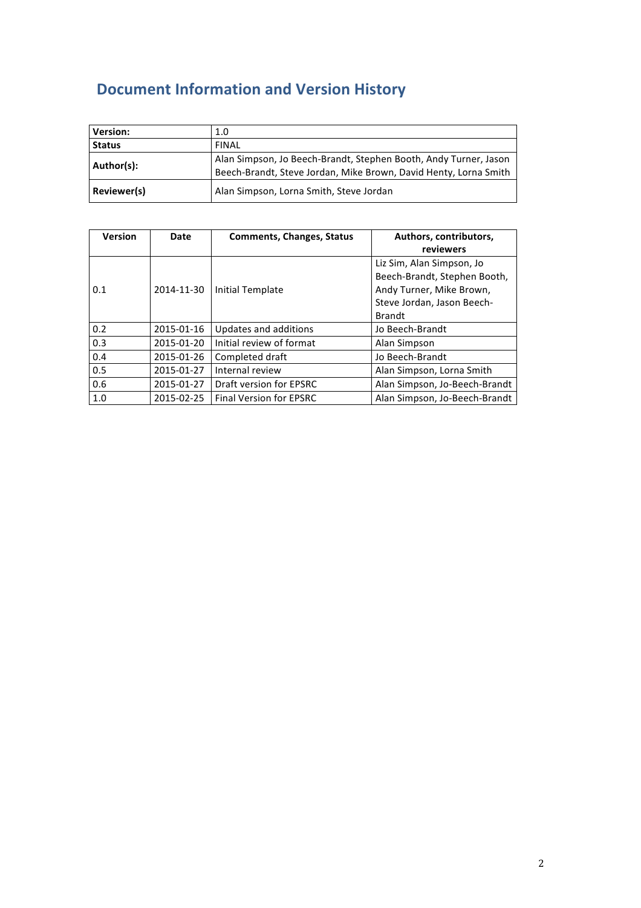## Document Information and Version History

| Version: | 1.0 |
|---|---|
| Status | FINAL |
| Author(s): | Alan Simpson, Jo Beech-Brandt, Stephen Booth, Andy Turner, Jason Beech-Brandt, Steve Jordan, Mike Brown, David Henty, Lorna Smith |
| Reviewer(s) | Alan Simpson, Lorna Smith, Steve Jordan |

| Version | Date | Comments, Changes, Status | Authors, contributors, reviewers |
|---|---|---|---|
| 0.1 | 2014-11-30 | Initial Template | Liz Sim, Alan Simpson, Jo Beech-Brandt, Stephen Booth, Andy Turner, Mike Brown, Steve Jordan, Jason Beech-Brandt |
| 0.2 | 2015-01-16 | Updates and additions | Jo Beech-Brandt |
| 0.3 | 2015-01-20 | Initial review of format | Alan Simpson |
| 0.4 | 2015-01-26 | Completed draft | Jo Beech-Brandt |
| 0.5 | 2015-01-27 | Internal review | Alan Simpson, Lorna Smith |
| 0.6 | 2015-01-27 | Draft version for EPSRC | Alan Simpson, Jo-Beech-Brandt |
| 1.0 | 2015-02-25 | Final Version for EPSRC | Alan Simpson, Jo-Beech-Brandt |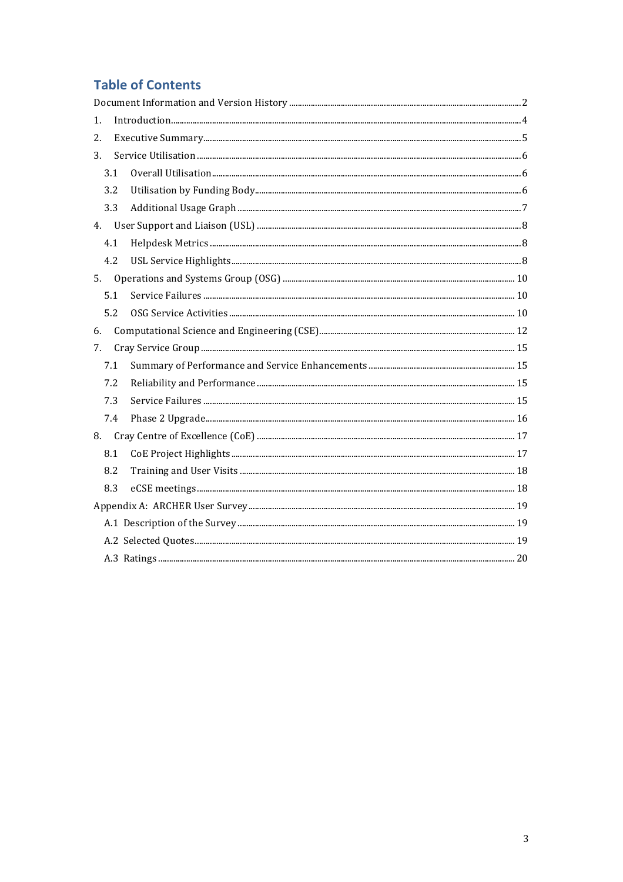# Table of Contents

Document Information and Version History ..... 2

1. Introduction ..... 4
2. Executive Summary ..... 5
3. Service Utilisation ..... 6
   - 3.1 Overall Utilisation ..... 6
   - 3.2 Utilisation by Funding Body ..... 6
   - 3.3 Additional Usage Graph ..... 7
4. User Support and Liaison (USL) ..... 8
   - 4.1 Helpdesk Metrics ..... 8
   - 4.2 USL Service Highlights ..... 8
5. Operations and Systems Group (OSG) ..... 10
   - 5.1 Service Failures ..... 10
   - 5.2 OSG Service Activities ..... 10
6. Computational Science and Engineering (CSE) ..... 12
7. Cray Service Group ..... 15
   - 7.1 Summary of Performance and Service Enhancements ..... 15
   - 7.2 Reliability and Performance ..... 15
   - 7.3 Service Failures ..... 15
   - 7.4 Phase 2 Upgrade ..... 16
8. Cray Centre of Excellence (CoE) ..... 17
   - 8.1 CoE Project Highlights ..... 17
   - 8.2 Training and User Visits ..... 18
   - 8.3 eCSE meetings ..... 18

Appendix A: ARCHER User Survey ..... 19

- A.1 Description of the Survey ..... 19
- A.2 Selected Quotes ..... 19
- A.3 Ratings ..... 20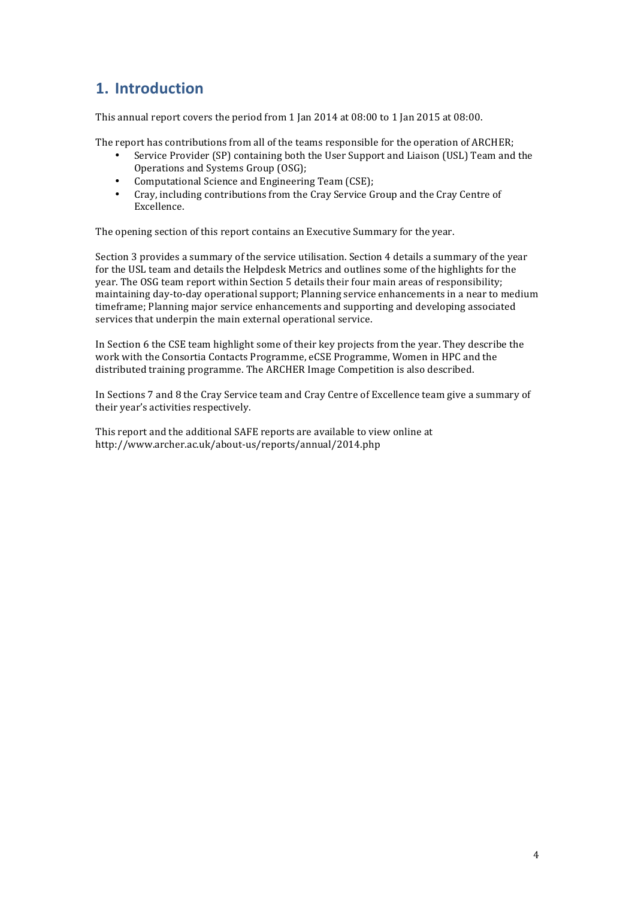## 1. Introduction

This annual report covers the period from 1 Jan 2014 at 08:00 to 1 Jan 2015 at 08:00.

The report has contributions from all of the teams responsible for the operation of ARCHER;

- Service Provider (SP) containing both the User Support and Liaison (USL) Team and the Operations and Systems Group (OSG);
- Computational Science and Engineering Team (CSE);
- Cray, including contributions from the Cray Service Group and the Cray Centre of Excellence.

The opening section of this report contains an Executive Summary for the year.

Section 3 provides a summary of the service utilisation. Section 4 details a summary of the year for the USL team and details the Helpdesk Metrics and outlines some of the highlights for the year. The OSG team report within Section 5 details their four main areas of responsibility; maintaining day-to-day operational support; Planning service enhancements in a near to medium timeframe; Planning major service enhancements and supporting and developing associated services that underpin the main external operational service.

In Section 6 the CSE team highlight some of their key projects from the year. They describe the work with the Consortia Contacts Programme, eCSE Programme, Women in HPC and the distributed training programme. The ARCHER Image Competition is also described.

In Sections 7 and 8 the Cray Service team and Cray Centre of Excellence team give a summary of their year's activities respectively.

This report and the additional SAFE reports are available to view online at http://www.archer.ac.uk/about-us/reports/annual/2014.php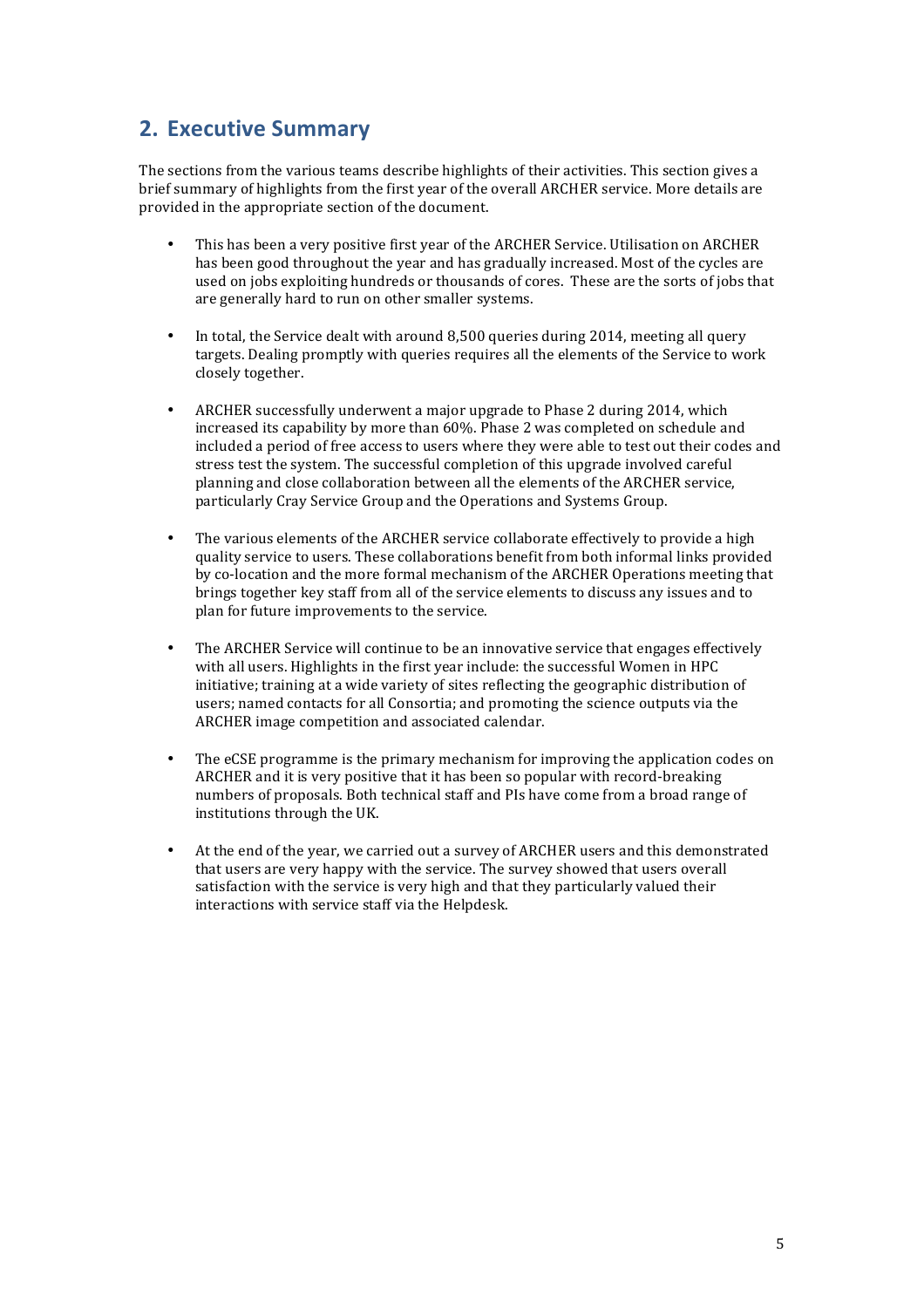## 2. Executive Summary

The sections from the various teams describe highlights of their activities. This section gives a brief summary of highlights from the first year of the overall ARCHER service. More details are provided in the appropriate section of the document.

- This has been a very positive first year of the ARCHER Service. Utilisation on ARCHER has been good throughout the year and has gradually increased. Most of the cycles are used on jobs exploiting hundreds or thousands of cores. These are the sorts of jobs that are generally hard to run on other smaller systems.

- In total, the Service dealt with around 8,500 queries during 2014, meeting all query targets. Dealing promptly with queries requires all the elements of the Service to work closely together.

- ARCHER successfully underwent a major upgrade to Phase 2 during 2014, which increased its capability by more than 60%. Phase 2 was completed on schedule and included a period of free access to users where they were able to test out their codes and stress test the system. The successful completion of this upgrade involved careful planning and close collaboration between all the elements of the ARCHER service, particularly Cray Service Group and the Operations and Systems Group.

- The various elements of the ARCHER service collaborate effectively to provide a high quality service to users. These collaborations benefit from both informal links provided by co-location and the more formal mechanism of the ARCHER Operations meeting that brings together key staff from all of the service elements to discuss any issues and to plan for future improvements to the service.

- The ARCHER Service will continue to be an innovative service that engages effectively with all users. Highlights in the first year include: the successful Women in HPC initiative; training at a wide variety of sites reflecting the geographic distribution of users; named contacts for all Consortia; and promoting the science outputs via the ARCHER image competition and associated calendar.

- The eCSE programme is the primary mechanism for improving the application codes on ARCHER and it is very positive that it has been so popular with record-breaking numbers of proposals. Both technical staff and PIs have come from a broad range of institutions through the UK.

- At the end of the year, we carried out a survey of ARCHER users and this demonstrated that users are very happy with the service. The survey showed that users overall satisfaction with the service is very high and that they particularly valued their interactions with service staff via the Helpdesk.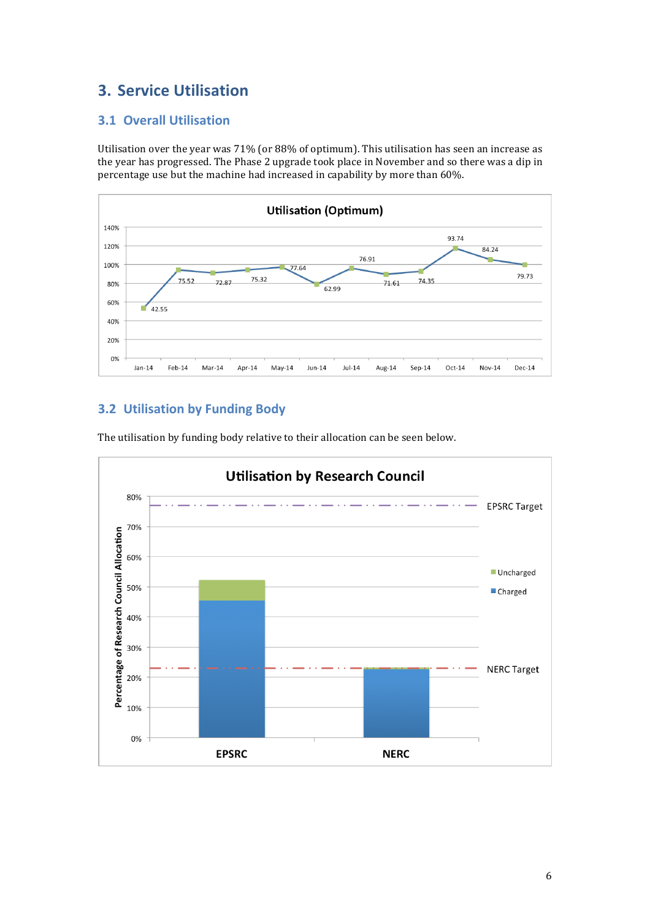# 3. Service Utilisation

## 3.1 Overall Utilisation

Utilisation over the year was 71% (or 88% of optimum). This utilisation has seen an increase as the year has progressed. The Phase 2 upgrade took place in November and so there was a dip in percentage use but the machine had increased in capability by more than 60%.

**Utilisation (Optimum)**

| Month | Utilisation |
|---|---|
| Jan-14 | 42.55 |
| Feb-14 | 75.52 |
| Mar-14 | 72.87 |
| Apr-14 | 75.32 |
| May-14 | 77.64 |
| Jun-14 | 62.99 |
| Jul-14 | 76.91 |
| Aug-14 | 71.61 |
| Sep-14 | 74.35 |
| Oct-14 | 93.74 |
| Nov-14 | 84.24 |
| Dec-14 | 79.73 |

## 3.2 Utilisation by Funding Body

The utilisation by funding body relative to their allocation can be seen below.

**Utilisation by Research Council**

Percentage of Research Council Allocation (Charged / Uncharged), with EPSRC Target and NERC Target lines, for EPSRC and NERC.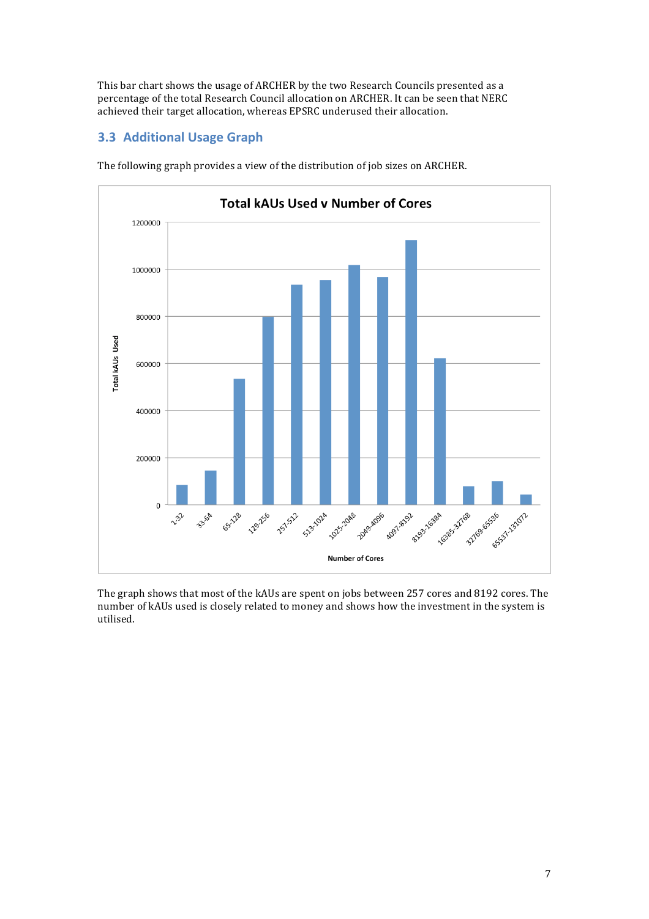This bar chart shows the usage of ARCHER by the two Research Councils presented as a percentage of the total Research Council allocation on ARCHER. It can be seen that NERC achieved their target allocation, whereas EPSRC underused their allocation.

### 3.3 Additional Usage Graph

The following graph provides a view of the distribution of job sizes on ARCHER.

The graph shows that most of the kAUs are spent on jobs between 257 cores and 8192 cores. The number of kAUs used is closely related to money and shows how the investment in the system is utilised.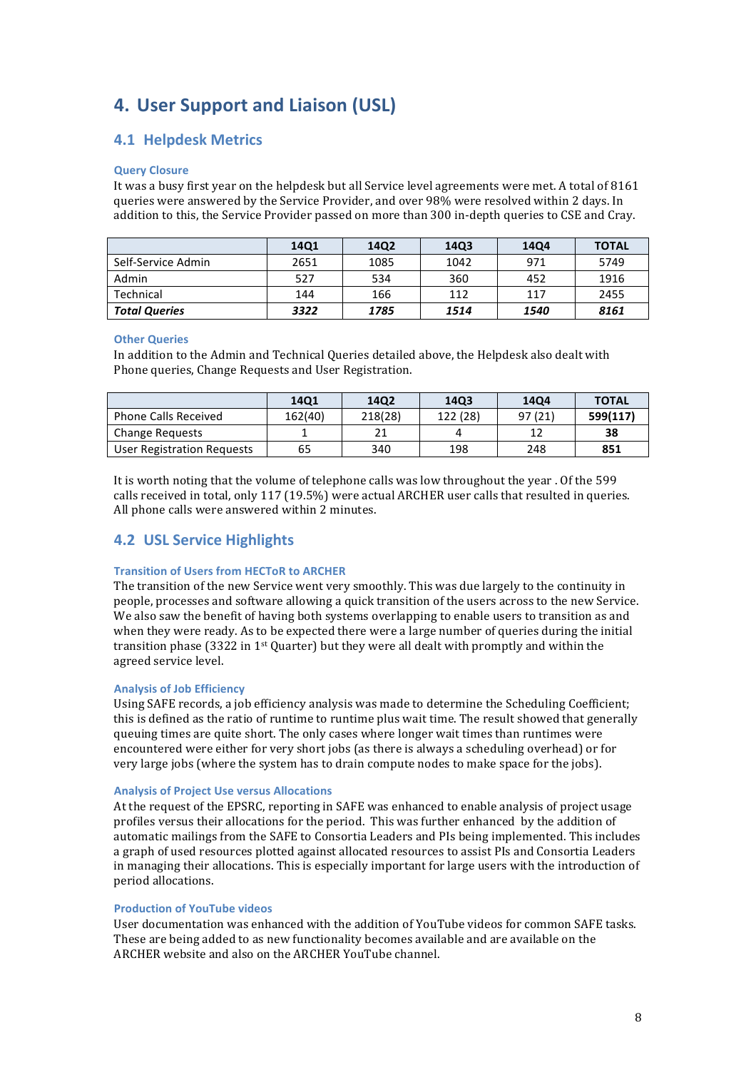# 4. User Support and Liaison (USL)

## 4.1 Helpdesk Metrics

### Query Closure

It was a busy first year on the helpdesk but all Service level agreements were met. A total of 8161 queries were answered by the Service Provider, and over 98% were resolved within 2 days. In addition to this, the Service Provider passed on more than 300 in-depth queries to CSE and Cray.

| | 14Q1 | 14Q2 | 14Q3 | 14Q4 | TOTAL |
|---|---|---|---|---|---|
| Self-Service Admin | 2651 | 1085 | 1042 | 971 | 5749 |
| Admin | 527 | 534 | 360 | 452 | 1916 |
| Technical | 144 | 166 | 112 | 117 | 2455 |
| ***Total Queries*** | ***3322*** | ***1785*** | ***1514*** | ***1540*** | ***8161*** |

### Other Queries

In addition to the Admin and Technical Queries detailed above, the Helpdesk also dealt with Phone queries, Change Requests and User Registration.

| | 14Q1 | 14Q2 | 14Q3 | 14Q4 | TOTAL |
|---|---|---|---|---|---|
| Phone Calls Received | 162(40) | 218(28) | 122 (28) | 97 (21) | **599(117)** |
| Change Requests | 1 | 21 | 4 | 12 | **38** |
| User Registration Requests | 65 | 340 | 198 | 248 | **851** |

It is worth noting that the volume of telephone calls was low throughout the year . Of the 599 calls received in total, only 117 (19.5%) were actual ARCHER user calls that resulted in queries. All phone calls were answered within 2 minutes.

## 4.2 USL Service Highlights

### Transition of Users from HECToR to ARCHER

The transition of the new Service went very smoothly. This was due largely to the continuity in people, processes and software allowing a quick transition of the users across to the new Service. We also saw the benefit of having both systems overlapping to enable users to transition as and when they were ready. As to be expected there were a large number of queries during the initial transition phase (3322 in 1st Quarter) but they were all dealt with promptly and within the agreed service level.

### Analysis of Job Efficiency

Using SAFE records, a job efficiency analysis was made to determine the Scheduling Coefficient; this is defined as the ratio of runtime to runtime plus wait time. The result showed that generally queuing times are quite short. The only cases where longer wait times than runtimes were encountered were either for very short jobs (as there is always a scheduling overhead) or for very large jobs (where the system has to drain compute nodes to make space for the jobs).

### Analysis of Project Use versus Allocations

At the request of the EPSRC, reporting in SAFE was enhanced to enable analysis of project usage profiles versus their allocations for the period. This was further enhanced by the addition of automatic mailings from the SAFE to Consortia Leaders and PIs being implemented. This includes a graph of used resources plotted against allocated resources to assist PIs and Consortia Leaders in managing their allocations. This is especially important for large users with the introduction of period allocations.

### Production of YouTube videos

User documentation was enhanced with the addition of YouTube videos for common SAFE tasks. These are being added to as new functionality becomes available and are available on the ARCHER website and also on the ARCHER YouTube channel.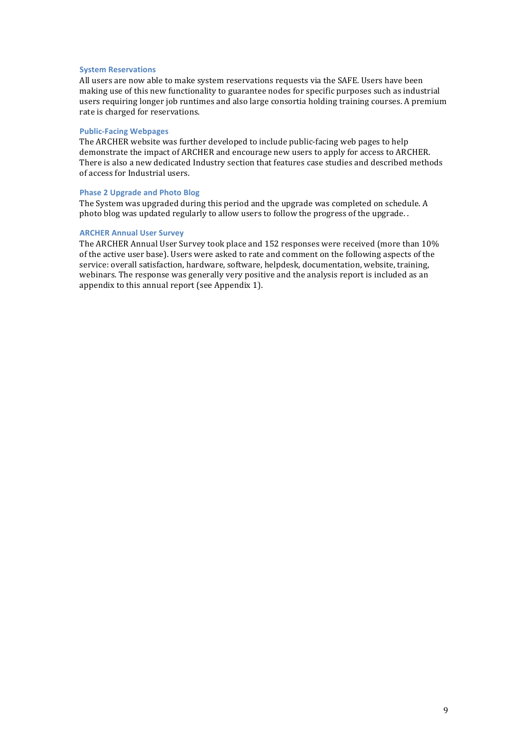### System Reservations

All users are now able to make system reservations requests via the SAFE. Users have been making use of this new functionality to guarantee nodes for specific purposes such as industrial users requiring longer job runtimes and also large consortia holding training courses. A premium rate is charged for reservations.

### Public-Facing Webpages

The ARCHER website was further developed to include public-facing web pages to help demonstrate the impact of ARCHER and encourage new users to apply for access to ARCHER. There is also a new dedicated Industry section that features case studies and described methods of access for Industrial users.

### Phase 2 Upgrade and Photo Blog

The System was upgraded during this period and the upgrade was completed on schedule. A photo blog was updated regularly to allow users to follow the progress of the upgrade. .

### ARCHER Annual User Survey

The ARCHER Annual User Survey took place and 152 responses were received (more than 10% of the active user base). Users were asked to rate and comment on the following aspects of the service: overall satisfaction, hardware, software, helpdesk, documentation, website, training, webinars. The response was generally very positive and the analysis report is included as an appendix to this annual report (see Appendix 1).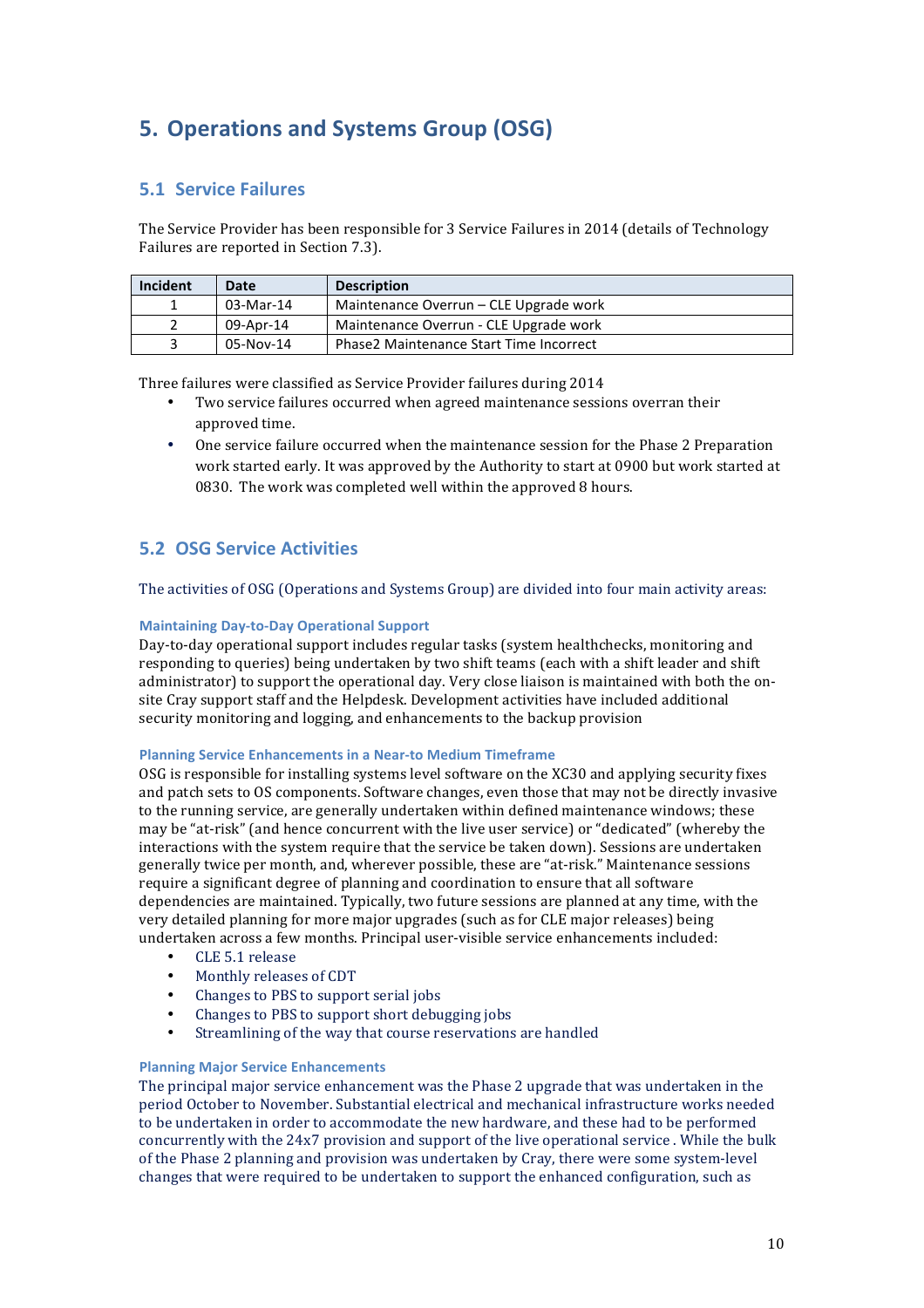# 5. Operations and Systems Group (OSG)

## 5.1 Service Failures

The Service Provider has been responsible for 3 Service Failures in 2014 (details of Technology Failures are reported in Section 7.3).

| Incident | Date | Description |
| --- | --- | --- |
| 1 | 03-Mar-14 | Maintenance Overrun – CLE Upgrade work |
| 2 | 09-Apr-14 | Maintenance Overrun - CLE Upgrade work |
| 3 | 05-Nov-14 | Phase2 Maintenance Start Time Incorrect |

Three failures were classified as Service Provider failures during 2014

- Two service failures occurred when agreed maintenance sessions overran their approved time.
- One service failure occurred when the maintenance session for the Phase 2 Preparation work started early. It was approved by the Authority to start at 0900 but work started at 0830. The work was completed well within the approved 8 hours.

## 5.2 OSG Service Activities

The activities of OSG (Operations and Systems Group) are divided into four main activity areas:

### Maintaining Day-to-Day Operational Support

Day-to-day operational support includes regular tasks (system healthchecks, monitoring and responding to queries) being undertaken by two shift teams (each with a shift leader and shift administrator) to support the operational day. Very close liaison is maintained with both the on-site Cray support staff and the Helpdesk. Development activities have included additional security monitoring and logging, and enhancements to the backup provision

### Planning Service Enhancements in a Near-to Medium Timeframe

OSG is responsible for installing systems level software on the XC30 and applying security fixes and patch sets to OS components. Software changes, even those that may not be directly invasive to the running service, are generally undertaken within defined maintenance windows; these may be "at-risk" (and hence concurrent with the live user service) or "dedicated" (whereby the interactions with the system require that the service be taken down). Sessions are undertaken generally twice per month, and, wherever possible, these are "at-risk." Maintenance sessions require a significant degree of planning and coordination to ensure that all software dependencies are maintained. Typically, two future sessions are planned at any time, with the very detailed planning for more major upgrades (such as for CLE major releases) being undertaken across a few months. Principal user-visible service enhancements included:

- CLE 5.1 release
- Monthly releases of CDT
- Changes to PBS to support serial jobs
- Changes to PBS to support short debugging jobs
- Streamlining of the way that course reservations are handled

### Planning Major Service Enhancements

The principal major service enhancement was the Phase 2 upgrade that was undertaken in the period October to November. Substantial electrical and mechanical infrastructure works needed to be undertaken in order to accommodate the new hardware, and these had to be performed concurrently with the 24x7 provision and support of the live operational service . While the bulk of the Phase 2 planning and provision was undertaken by Cray, there were some system-level changes that were required to be undertaken to support the enhanced configuration, such as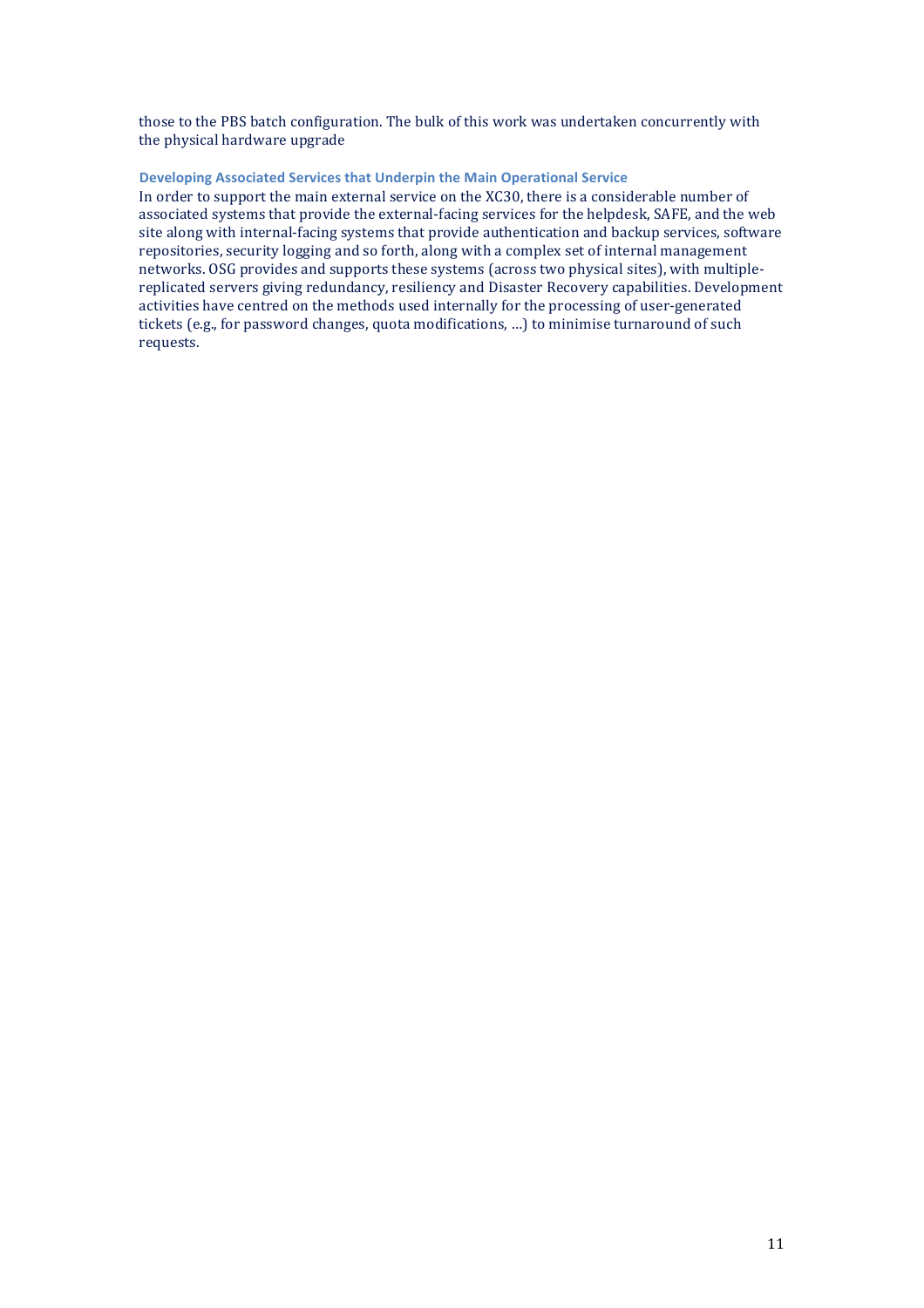those to the PBS batch configuration. The bulk of this work was undertaken concurrently with the physical hardware upgrade

### Developing Associated Services that Underpin the Main Operational Service

In order to support the main external service on the XC30, there is a considerable number of associated systems that provide the external-facing services for the helpdesk, SAFE, and the web site along with internal-facing systems that provide authentication and backup services, software repositories, security logging and so forth, along with a complex set of internal management networks. OSG provides and supports these systems (across two physical sites), with multiple-replicated servers giving redundancy, resiliency and Disaster Recovery capabilities. Development activities have centred on the methods used internally for the processing of user-generated tickets (e.g., for password changes, quota modifications, …) to minimise turnaround of such requests.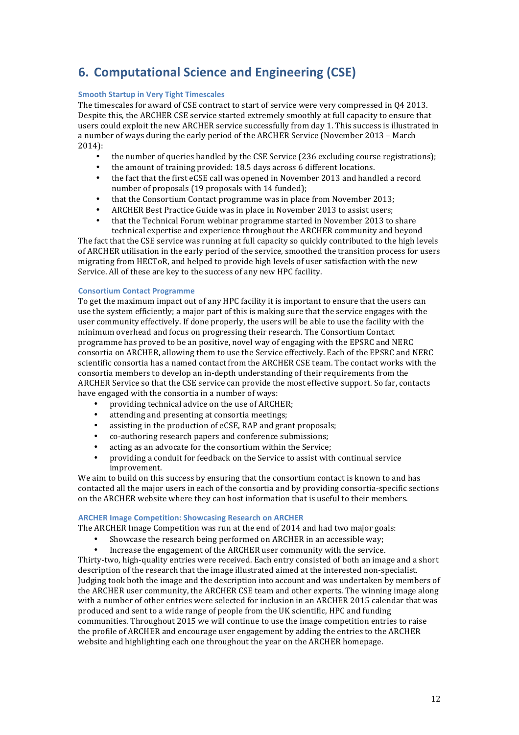# 6. Computational Science and Engineering (CSE)

### Smooth Startup in Very Tight Timescales

The timescales for award of CSE contract to start of service were very compressed in Q4 2013. Despite this, the ARCHER CSE service started extremely smoothly at full capacity to ensure that users could exploit the new ARCHER service successfully from day 1. This success is illustrated in a number of ways during the early period of the ARCHER Service (November 2013 – March 2014):

- the number of queries handled by the CSE Service (236 excluding course registrations);
- the amount of training provided: 18.5 days across 6 different locations.
- the fact that the first eCSE call was opened in November 2013 and handled a record number of proposals (19 proposals with 14 funded);
- that the Consortium Contact programme was in place from November 2013;
- ARCHER Best Practice Guide was in place in November 2013 to assist users;
- that the Technical Forum webinar programme started in November 2013 to share technical expertise and experience throughout the ARCHER community and beyond

The fact that the CSE service was running at full capacity so quickly contributed to the high levels of ARCHER utilisation in the early period of the service, smoothed the transition process for users migrating from HECToR, and helped to provide high levels of user satisfaction with the new Service. All of these are key to the success of any new HPC facility.

### Consortium Contact Programme

To get the maximum impact out of any HPC facility it is important to ensure that the users can use the system efficiently; a major part of this is making sure that the service engages with the user community effectively. If done properly, the users will be able to use the facility with the minimum overhead and focus on progressing their research. The Consortium Contact programme has proved to be an positive, novel way of engaging with the EPSRC and NERC consortia on ARCHER, allowing them to use the Service effectively. Each of the EPSRC and NERC scientific consortia has a named contact from the ARCHER CSE team. The contact works with the consortia members to develop an in-depth understanding of their requirements from the ARCHER Service so that the CSE service can provide the most effective support. So far, contacts have engaged with the consortia in a number of ways:

- providing technical advice on the use of ARCHER;
- attending and presenting at consortia meetings;
- assisting in the production of eCSE, RAP and grant proposals;
- co-authoring research papers and conference submissions;
- acting as an advocate for the consortium within the Service;
- providing a conduit for feedback on the Service to assist with continual service improvement.

We aim to build on this success by ensuring that the consortium contact is known to and has contacted all the major users in each of the consortia and by providing consortia-specific sections on the ARCHER website where they can host information that is useful to their members.

### ARCHER Image Competition: Showcasing Research on ARCHER

The ARCHER Image Competition was run at the end of 2014 and had two major goals:

- Showcase the research being performed on ARCHER in an accessible way;
- Increase the engagement of the ARCHER user community with the service.

Thirty-two, high-quality entries were received. Each entry consisted of both an image and a short description of the research that the image illustrated aimed at the interested non-specialist. Judging took both the image and the description into account and was undertaken by members of the ARCHER user community, the ARCHER CSE team and other experts. The winning image along with a number of other entries were selected for inclusion in an ARCHER 2015 calendar that was produced and sent to a wide range of people from the UK scientific, HPC and funding communities. Throughout 2015 we will continue to use the image competition entries to raise the profile of ARCHER and encourage user engagement by adding the entries to the ARCHER website and highlighting each one throughout the year on the ARCHER homepage.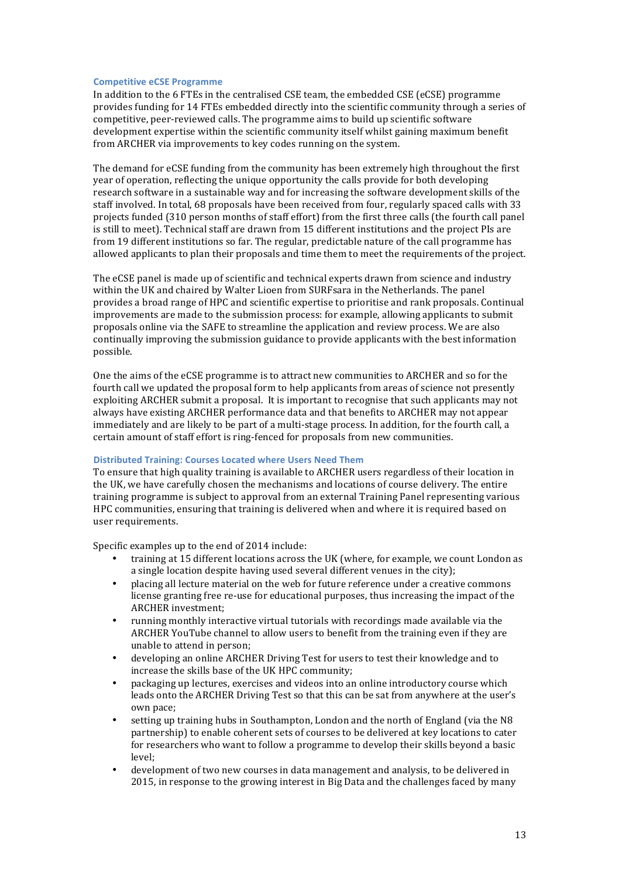### Competitive eCSE Programme

In addition to the 6 FTEs in the centralised CSE team, the embedded CSE (eCSE) programme provides funding for 14 FTEs embedded directly into the scientific community through a series of competitive, peer-reviewed calls. The programme aims to build up scientific software development expertise within the scientific community itself whilst gaining maximum benefit from ARCHER via improvements to key codes running on the system.

The demand for eCSE funding from the community has been extremely high throughout the first year of operation, reflecting the unique opportunity the calls provide for both developing research software in a sustainable way and for increasing the software development skills of the staff involved. In total, 68 proposals have been received from four, regularly spaced calls with 33 projects funded (310 person months of staff effort) from the first three calls (the fourth call panel is still to meet). Technical staff are drawn from 15 different institutions and the project PIs are from 19 different institutions so far. The regular, predictable nature of the call programme has allowed applicants to plan their proposals and time them to meet the requirements of the project.

The eCSE panel is made up of scientific and technical experts drawn from science and industry within the UK and chaired by Walter Lioen from SURFsara in the Netherlands. The panel provides a broad range of HPC and scientific expertise to prioritise and rank proposals. Continual improvements are made to the submission process: for example, allowing applicants to submit proposals online via the SAFE to streamline the application and review process. We are also continually improving the submission guidance to provide applicants with the best information possible.

One the aims of the eCSE programme is to attract new communities to ARCHER and so for the fourth call we updated the proposal form to help applicants from areas of science not presently exploiting ARCHER submit a proposal. It is important to recognise that such applicants may not always have existing ARCHER performance data and that benefits to ARCHER may not appear immediately and are likely to be part of a multi-stage process. In addition, for the fourth call, a certain amount of staff effort is ring-fenced for proposals from new communities.

### Distributed Training: Courses Located where Users Need Them

To ensure that high quality training is available to ARCHER users regardless of their location in the UK, we have carefully chosen the mechanisms and locations of course delivery. The entire training programme is subject to approval from an external Training Panel representing various HPC communities, ensuring that training is delivered when and where it is required based on user requirements.

Specific examples up to the end of 2014 include:

- training at 15 different locations across the UK (where, for example, we count London as a single location despite having used several different venues in the city);
- placing all lecture material on the web for future reference under a creative commons license granting free re-use for educational purposes, thus increasing the impact of the ARCHER investment;
- running monthly interactive virtual tutorials with recordings made available via the ARCHER YouTube channel to allow users to benefit from the training even if they are unable to attend in person;
- developing an online ARCHER Driving Test for users to test their knowledge and to increase the skills base of the UK HPC community;
- packaging up lectures, exercises and videos into an online introductory course which leads onto the ARCHER Driving Test so that this can be sat from anywhere at the user's own pace;
- setting up training hubs in Southampton, London and the north of England (via the N8 partnership) to enable coherent sets of courses to be delivered at key locations to cater for researchers who want to follow a programme to develop their skills beyond a basic level;
- development of two new courses in data management and analysis, to be delivered in 2015, in response to the growing interest in Big Data and the challenges faced by many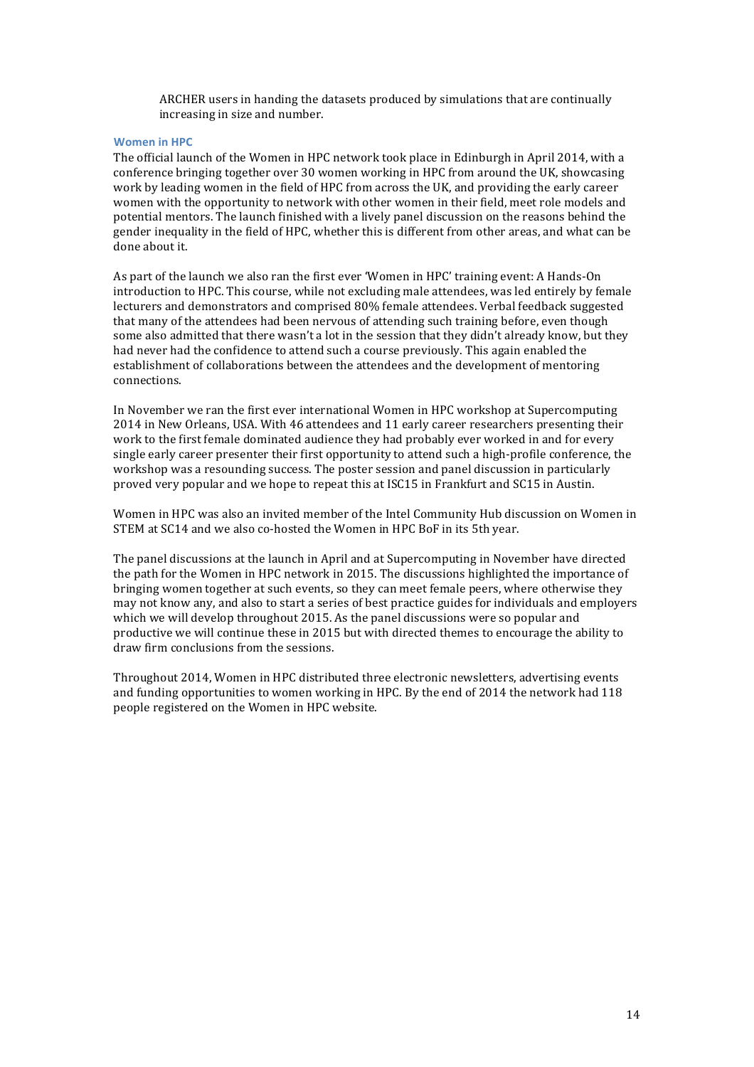ARCHER users in handing the datasets produced by simulations that are continually increasing in size and number.

### Women in HPC

The official launch of the Women in HPC network took place in Edinburgh in April 2014, with a conference bringing together over 30 women working in HPC from around the UK, showcasing work by leading women in the field of HPC from across the UK, and providing the early career women with the opportunity to network with other women in their field, meet role models and potential mentors. The launch finished with a lively panel discussion on the reasons behind the gender inequality in the field of HPC, whether this is different from other areas, and what can be done about it.

As part of the launch we also ran the first ever 'Women in HPC' training event: A Hands-On introduction to HPC. This course, while not excluding male attendees, was led entirely by female lecturers and demonstrators and comprised 80% female attendees. Verbal feedback suggested that many of the attendees had been nervous of attending such training before, even though some also admitted that there wasn't a lot in the session that they didn't already know, but they had never had the confidence to attend such a course previously. This again enabled the establishment of collaborations between the attendees and the development of mentoring connections.

In November we ran the first ever international Women in HPC workshop at Supercomputing 2014 in New Orleans, USA. With 46 attendees and 11 early career researchers presenting their work to the first female dominated audience they had probably ever worked in and for every single early career presenter their first opportunity to attend such a high-profile conference, the workshop was a resounding success. The poster session and panel discussion in particular proved very popular and we hope to repeat this at ISC15 in Frankfurt and SC15 in Austin.

Women in HPC was also an invited member of the Intel Community Hub discussion on Women in STEM at SC14 and we also co-hosted the Women in HPC BoF in its 5th year.

The panel discussions at the launch in April and at Supercomputing in November have directed the path for the Women in HPC network in 2015. The discussions highlighted the importance of bringing women together at such events, so they can meet female peers, where otherwise they may not know any, and also to start a series of best practice guides for individuals and employers which we will develop throughout 2015. As the panel discussions were so popular and productive we will continue these in 2015 but with directed themes to encourage the ability to draw firm conclusions from the sessions.

Throughout 2014, Women in HPC distributed three electronic newsletters, advertising events and funding opportunities to women working in HPC. By the end of 2014 the network had 118 people registered on the Women in HPC website.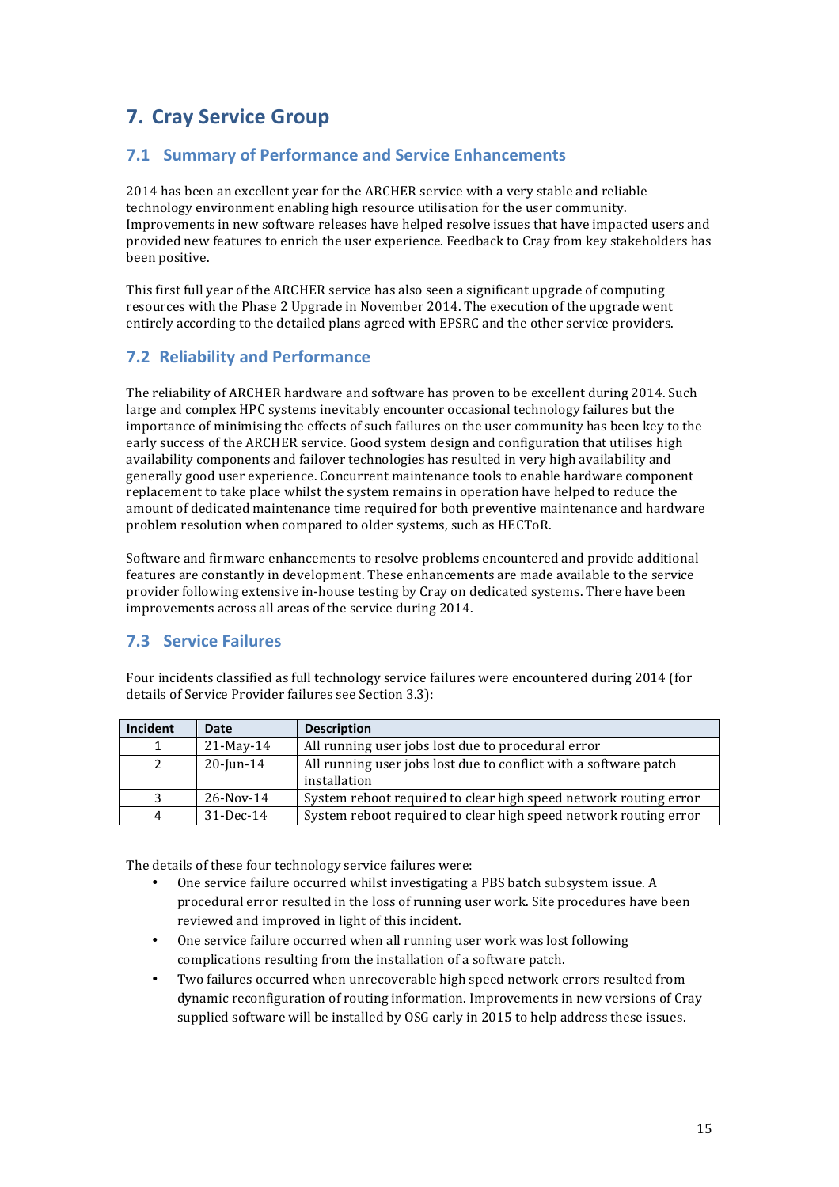# 7. Cray Service Group

## 7.1 Summary of Performance and Service Enhancements

2014 has been an excellent year for the ARCHER service with a very stable and reliable technology environment enabling high resource utilisation for the user community. Improvements in new software releases have helped resolve issues that have impacted users and provided new features to enrich the user experience. Feedback to Cray from key stakeholders has been positive.

This first full year of the ARCHER service has also seen a significant upgrade of computing resources with the Phase 2 Upgrade in November 2014. The execution of the upgrade went entirely according to the detailed plans agreed with EPSRC and the other service providers.

## 7.2 Reliability and Performance

The reliability of ARCHER hardware and software has proven to be excellent during 2014. Such large and complex HPC systems inevitably encounter occasional technology failures but the importance of minimising the effects of such failures on the user community has been key to the early success of the ARCHER service. Good system design and configuration that utilises high availability components and failover technologies has resulted in very high availability and generally good user experience. Concurrent maintenance tools to enable hardware component replacement to take place whilst the system remains in operation have helped to reduce the amount of dedicated maintenance time required for both preventive maintenance and hardware problem resolution when compared to older systems, such as HECToR.

Software and firmware enhancements to resolve problems encountered and provide additional features are constantly in development. These enhancements are made available to the service provider following extensive in-house testing by Cray on dedicated systems. There have been improvements across all areas of the service during 2014.

## 7.3 Service Failures

Four incidents classified as full technology service failures were encountered during 2014 (for details of Service Provider failures see Section 3.3):

| Incident | Date | Description |
|---|---|---|
| 1 | 21-May-14 | All running user jobs lost due to procedural error |
| 2 | 20-Jun-14 | All running user jobs lost due to conflict with a software patch installation |
| 3 | 26-Nov-14 | System reboot required to clear high speed network routing error |
| 4 | 31-Dec-14 | System reboot required to clear high speed network routing error |

The details of these four technology service failures were:

- One service failure occurred whilst investigating a PBS batch subsystem issue. A procedural error resulted in the loss of running user work. Site procedures have been reviewed and improved in light of this incident.
- One service failure occurred when all running user work was lost following complications resulting from the installation of a software patch.
- Two failures occurred when unrecoverable high speed network errors resulted from dynamic reconfiguration of routing information. Improvements in new versions of Cray supplied software will be installed by OSG early in 2015 to help address these issues.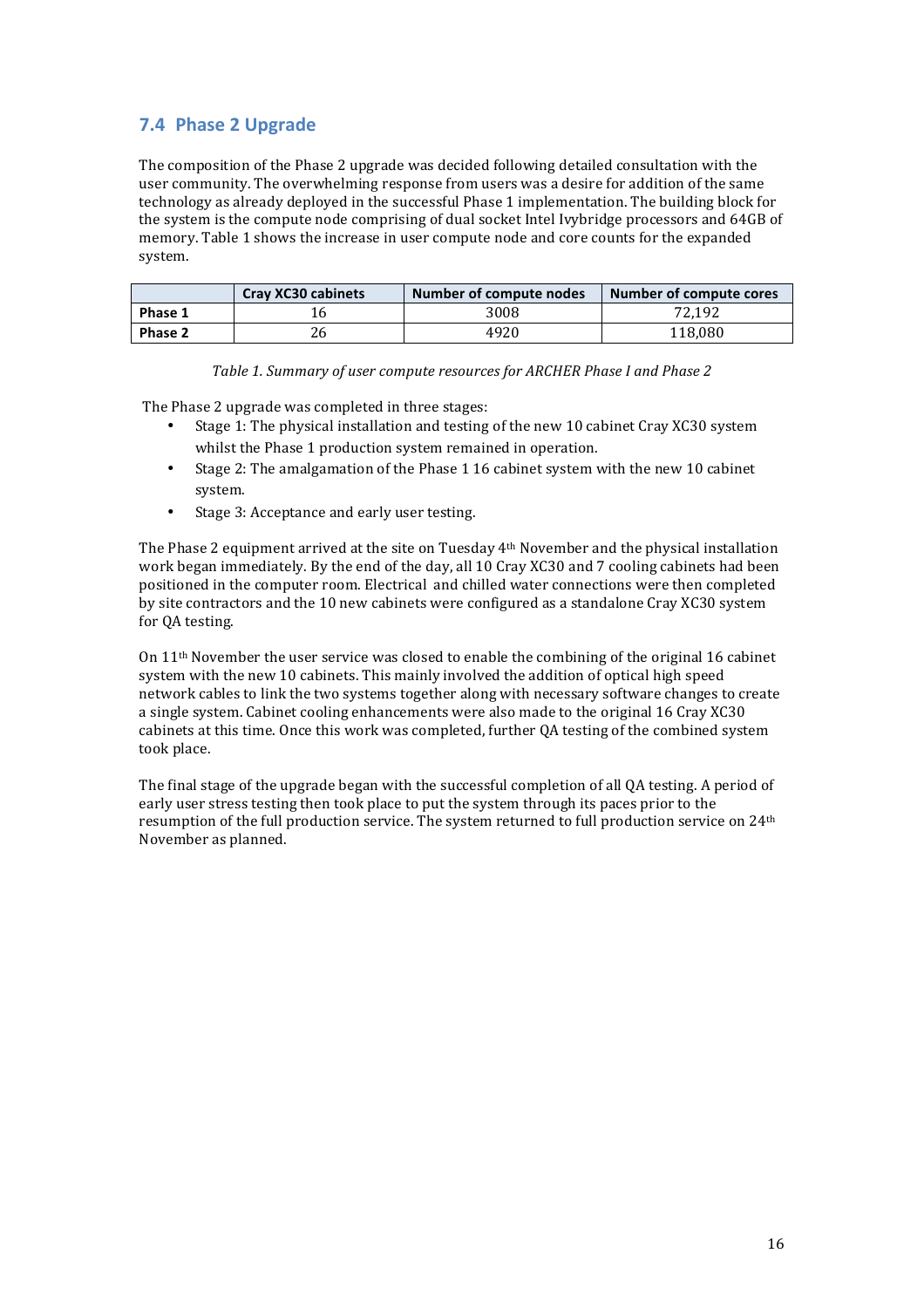## 7.4 Phase 2 Upgrade

The composition of the Phase 2 upgrade was decided following detailed consultation with the user community. The overwhelming response from users was a desire for addition of the same technology as already deployed in the successful Phase 1 implementation. The building block for the system is the compute node comprising of dual socket Intel Ivybridge processors and 64GB of memory. Table 1 shows the increase in user compute node and core counts for the expanded system.

| | Cray XC30 cabinets | Number of compute nodes | Number of compute cores |
|---|---|---|---|
| **Phase 1** | 16 | 3008 | 72,192 |
| **Phase 2** | 26 | 4920 | 118,080 |

*Table 1. Summary of user compute resources for ARCHER Phase I and Phase 2*

The Phase 2 upgrade was completed in three stages:

- Stage 1: The physical installation and testing of the new 10 cabinet Cray XC30 system whilst the Phase 1 production system remained in operation.
- Stage 2: The amalgamation of the Phase 1 16 cabinet system with the new 10 cabinet system.
- Stage 3: Acceptance and early user testing.

The Phase 2 equipment arrived at the site on Tuesday 4th November and the physical installation work began immediately. By the end of the day, all 10 Cray XC30 and 7 cooling cabinets had been positioned in the computer room. Electrical and chilled water connections were then completed by site contractors and the 10 new cabinets were configured as a standalone Cray XC30 system for QA testing.

On 11th November the user service was closed to enable the combining of the original 16 cabinet system with the new 10 cabinets. This mainly involved the addition of optical high speed network cables to link the two systems together along with necessary software changes to create a single system. Cabinet cooling enhancements were also made to the original 16 Cray XC30 cabinets at this time. Once this work was completed, further QA testing of the combined system took place.

The final stage of the upgrade began with the successful completion of all QA testing. A period of early user stress testing then took place to put the system through its paces prior to the resumption of the full production service. The system returned to full production service on 24th November as planned.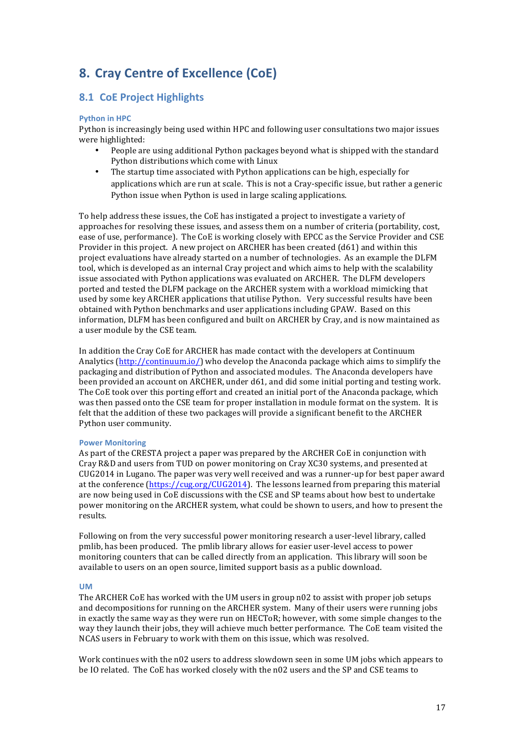# 8. Cray Centre of Excellence (CoE)

## 8.1 CoE Project Highlights

### Python in HPC

Python is increasingly being used within HPC and following user consultations two major issues were highlighted:

- People are using additional Python packages beyond what is shipped with the standard Python distributions which come with Linux
- The startup time associated with Python applications can be high, especially for applications which are run at scale. This is not a Cray-specific issue, but rather a generic Python issue when Python is used in large scaling applications.

To help address these issues, the CoE has instigated a project to investigate a variety of approaches for resolving these issues, and assess them on a number of criteria (portability, cost, ease of use, performance). The CoE is working closely with EPCC as the Service Provider and CSE Provider in this project. A new project on ARCHER has been created (d61) and within this project evaluations have already started on a number of technologies. As an example the DLFM tool, which is developed as an internal Cray project and which aims to help with the scalability issue associated with Python applications was evaluated on ARCHER. The DLFM developers ported and tested the DLFM package on the ARCHER system with a workload mimicking that used by some key ARCHER applications that utilise Python. Very successful results have been obtained with Python benchmarks and user applications including GPAW. Based on this information, DLFM has been configured and built on ARCHER by Cray, and is now maintained as a user module by the CSE team.

In addition the Cray CoE for ARCHER has made contact with the developers at Continuum Analytics (http://continuum.io/) who develop the Anaconda package which aims to simplify the packaging and distribution of Python and associated modules. The Anaconda developers have been provided an account on ARCHER, under d61, and did some initial porting and testing work. The CoE took over this porting effort and created an initial port of the Anaconda package, which was then passed onto the CSE team for proper installation in module format on the system. It is felt that the addition of these two packages will provide a significant benefit to the ARCHER Python user community.

### Power Monitoring

As part of the CRESTA project a paper was prepared by the ARCHER CoE in conjunction with Cray R&D and users from TUD on power monitoring on Cray XC30 systems, and presented at CUG2014 in Lugano. The paper was very well received and was a runner-up for best paper award at the conference (https://cug.org/CUG2014). The lessons learned from preparing this material are now being used in CoE discussions with the CSE and SP teams about how best to undertake power monitoring on the ARCHER system, what could be shown to users, and how to present the results.

Following on from the very successful power monitoring research a user-level library, called pmlib, has been produced. The pmlib library allows for easier user-level access to power monitoring counters that can be called directly from an application. This library will soon be available to users on an open source, limited support basis as a public download.

### UM

The ARCHER CoE has worked with the UM users in group n02 to assist with proper job setups and decompositions for running on the ARCHER system. Many of their users were running jobs in exactly the same way as they were run on HECToR; however, with some simple changes to the way they launch their jobs, they will achieve much better performance. The CoE team visited the NCAS users in February to work with them on this issue, which was resolved.

Work continues with the n02 users to address slowdown seen in some UM jobs which appears to be IO related. The CoE has worked closely with the n02 users and the SP and CSE teams to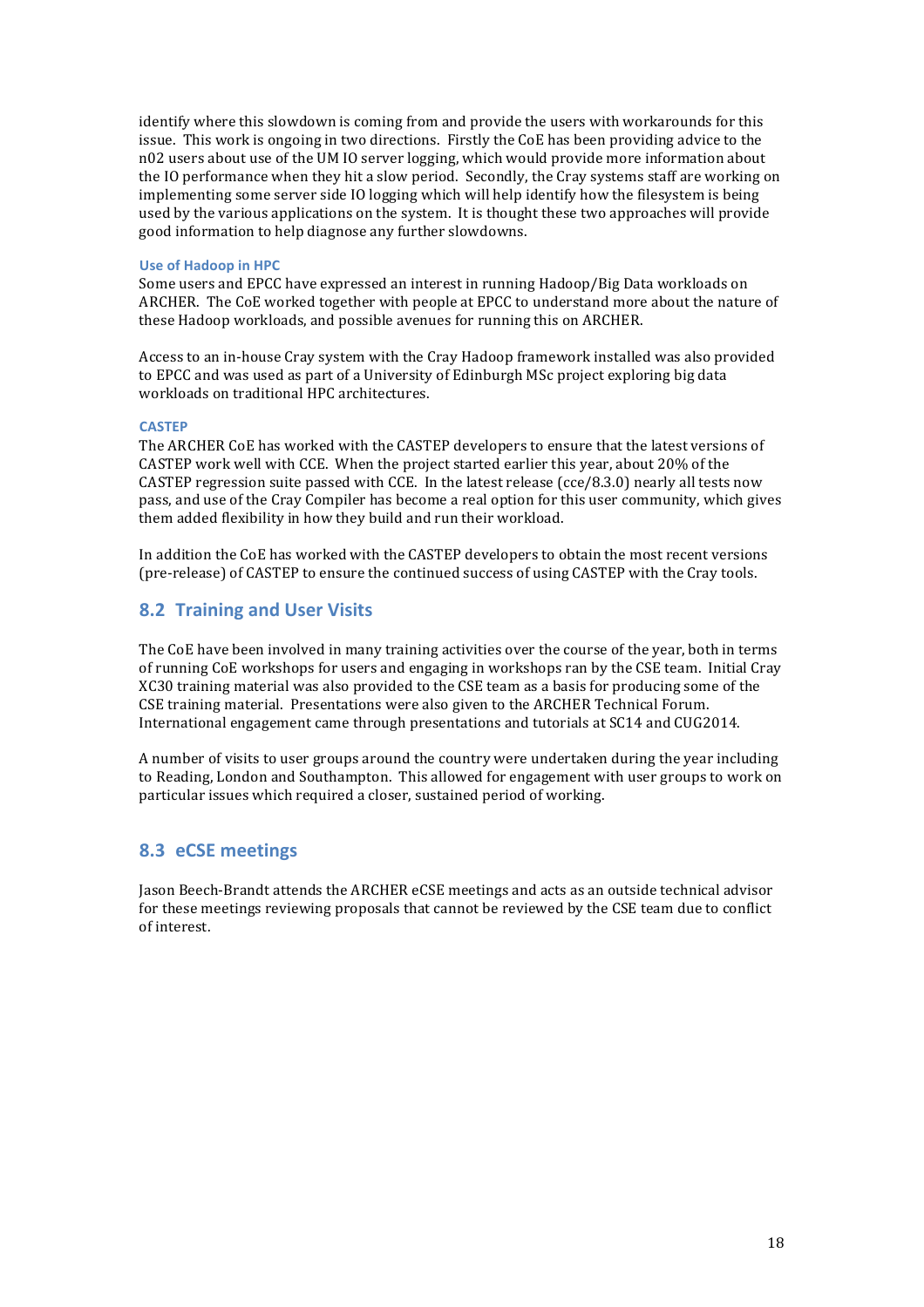identify where this slowdown is coming from and provide the users with workarounds for this issue. This work is ongoing in two directions. Firstly the CoE has been providing advice to the n02 users about use of the UM IO server logging, which would provide more information about the IO performance when they hit a slow period. Secondly, the Cray systems staff are working on implementing some server side IO logging which will help identify how the filesystem is being used by the various applications on the system. It is thought these two approaches will provide good information to help diagnose any further slowdowns.

#### Use of Hadoop in HPC

Some users and EPCC have expressed an interest in running Hadoop/Big Data workloads on ARCHER. The CoE worked together with people at EPCC to understand more about the nature of these Hadoop workloads, and possible avenues for running this on ARCHER.

Access to an in-house Cray system with the Cray Hadoop framework installed was also provided to EPCC and was used as part of a University of Edinburgh MSc project exploring big data workloads on traditional HPC architectures.

#### CASTEP

The ARCHER CoE has worked with the CASTEP developers to ensure that the latest versions of CASTEP work well with CCE. When the project started earlier this year, about 20% of the CASTEP regression suite passed with CCE. In the latest release (cce/8.3.0) nearly all tests now pass, and use of the Cray Compiler has become a real option for this user community, which gives them added flexibility in how they build and run their workload.

In addition the CoE has worked with the CASTEP developers to obtain the most recent versions (pre-release) of CASTEP to ensure the continued success of using CASTEP with the Cray tools.

## 8.2 Training and User Visits

The CoE have been involved in many training activities over the course of the year, both in terms of running CoE workshops for users and engaging in workshops ran by the CSE team. Initial Cray XC30 training material was also provided to the CSE team as a basis for producing some of the CSE training material. Presentations were also given to the ARCHER Technical Forum. International engagement came through presentations and tutorials at SC14 and CUG2014.

A number of visits to user groups around the country were undertaken during the year including to Reading, London and Southampton. This allowed for engagement with user groups to work on particular issues which required a closer, sustained period of working.

## 8.3 eCSE meetings

Jason Beech-Brandt attends the ARCHER eCSE meetings and acts as an outside technical advisor for these meetings reviewing proposals that cannot be reviewed by the CSE team due to conflict of interest.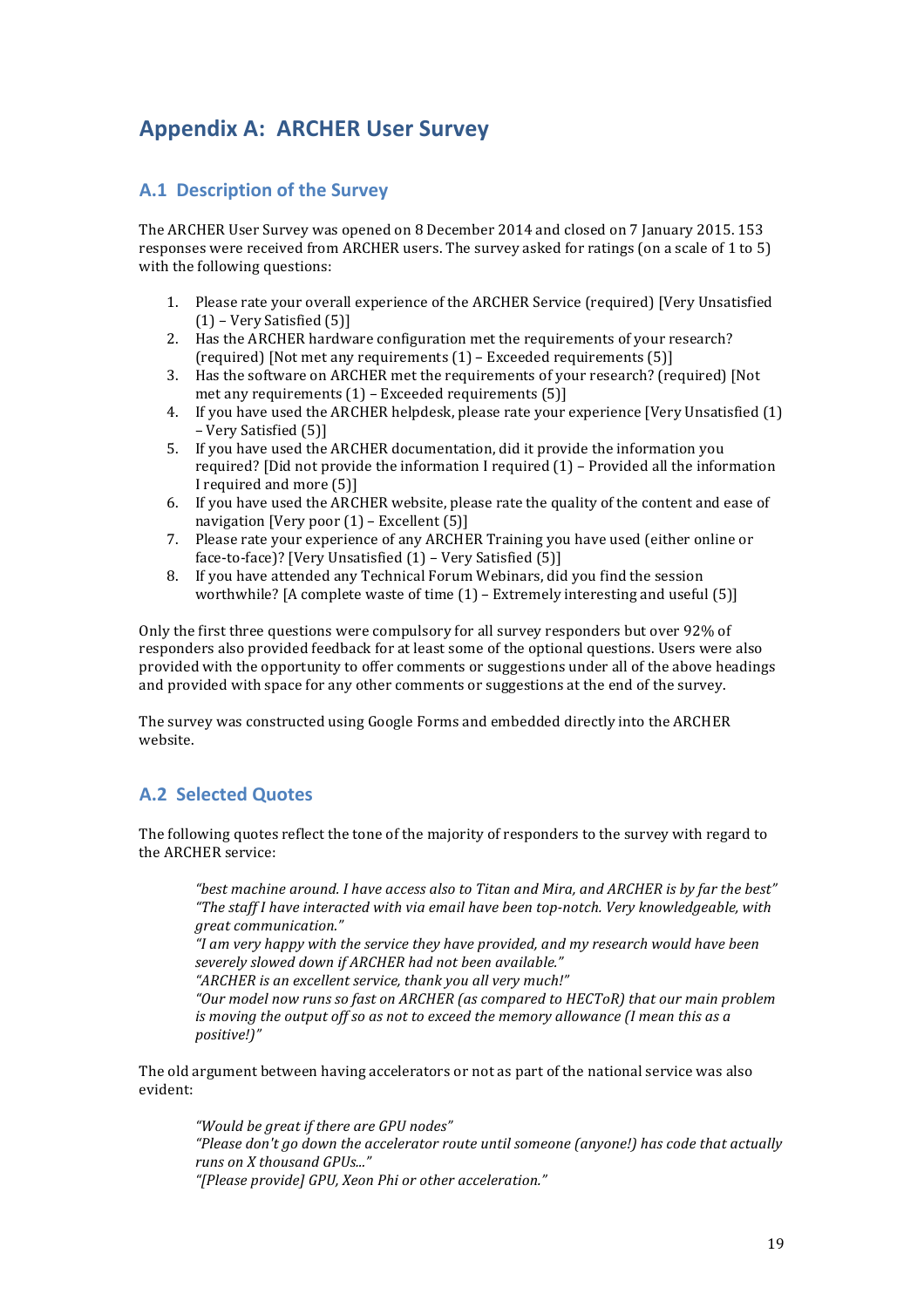# Appendix A: ARCHER User Survey

## A.1 Description of the Survey

The ARCHER User Survey was opened on 8 December 2014 and closed on 7 January 2015. 153 responses were received from ARCHER users. The survey asked for ratings (on a scale of 1 to 5) with the following questions:

1. Please rate your overall experience of the ARCHER Service (required) [Very Unsatisfied (1) – Very Satisfied (5)]
2. Has the ARCHER hardware configuration met the requirements of your research? (required) [Not met any requirements (1) – Exceeded requirements (5)]
3. Has the software on ARCHER met the requirements of your research? (required) [Not met any requirements (1) – Exceeded requirements (5)]
4. If you have used the ARCHER helpdesk, please rate your experience [Very Unsatisfied (1) – Very Satisfied (5)]
5. If you have used the ARCHER documentation, did it provide the information you required? [Did not provide the information I required (1) – Provided all the information I required and more (5)]
6. If you have used the ARCHER website, please rate the quality of the content and ease of navigation [Very poor (1) – Excellent (5)]
7. Please rate your experience of any ARCHER Training you have used (either online or face-to-face)? [Very Unsatisfied (1) – Very Satisfied (5)]
8. If you have attended any Technical Forum Webinars, did you find the session worthwhile? [A complete waste of time (1) – Extremely interesting and useful (5)]

Only the first three questions were compulsory for all survey responders but over 92% of responders also provided feedback for at least some of the optional questions. Users were also provided with the opportunity to offer comments or suggestions under all of the above headings and provided with space for any other comments or suggestions at the end of the survey.

The survey was constructed using Google Forms and embedded directly into the ARCHER website.

## A.2 Selected Quotes

The following quotes reflect the tone of the majority of responders to the survey with regard to the ARCHER service:

> *"best machine around. I have access also to Titan and Mira, and ARCHER is by far the best"*
> *"The staff I have interacted with via email have been top-notch. Very knowledgeable, with great communication."*
> *"I am very happy with the service they have provided, and my research would have been severely slowed down if ARCHER had not been available."*
> *"ARCHER is an excellent service, thank you all very much!"*
> *"Our model now runs so fast on ARCHER (as compared to HECToR) that our main problem is moving the output off so as not to exceed the memory allowance (I mean this as a positive!)"*

The old argument between having accelerators or not as part of the national service was also evident:

> *"Would be great if there are GPU nodes"*
> *"Please don't go down the accelerator route until someone (anyone!) has code that actually runs on X thousand GPUs..."*
> *"[Please provide] GPU, Xeon Phi or other acceleration."*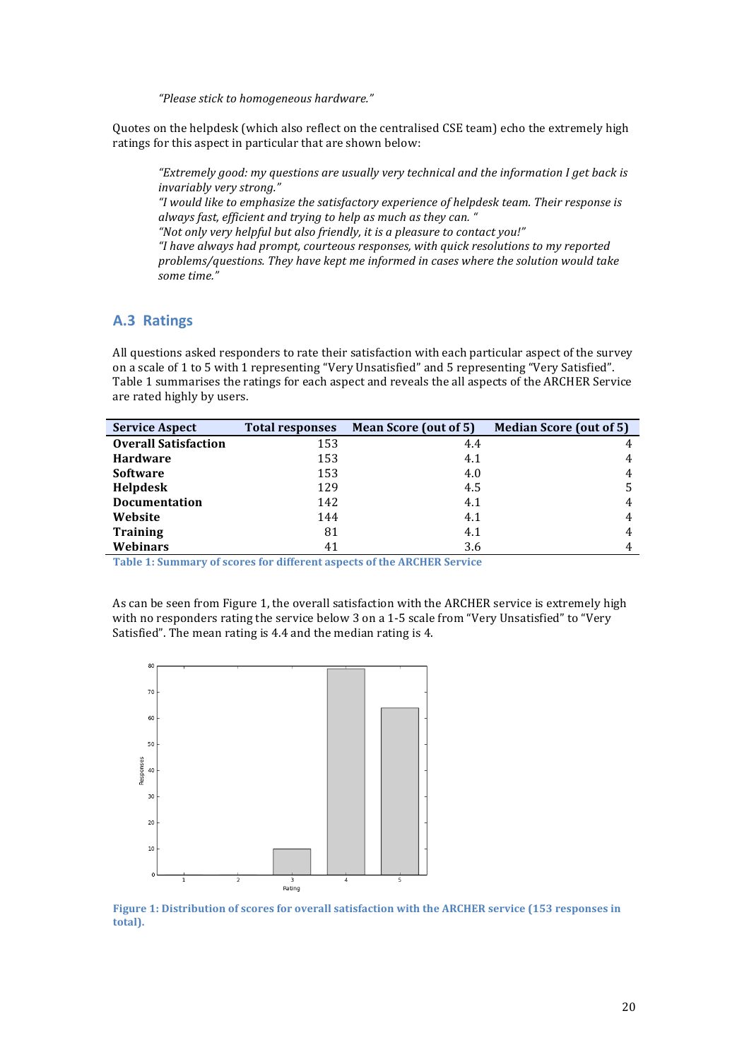*"Please stick to homogeneous hardware."*

Quotes on the helpdesk (which also reflect on the centralised CSE team) echo the extremely high ratings for this aspect in particular that are shown below:

> *"Extremely good: my questions are usually very technical and the information I get back is invariably very strong."*
> *"I would like to emphasize the satisfactory experience of helpdesk team. Their response is always fast, efficient and trying to help as much as they can. "*
> *"Not only very helpful but also friendly, it is a pleasure to contact you!"*
> *"I have always had prompt, courteous responses, with quick resolutions to my reported problems/questions. They have kept me informed in cases where the solution would take some time."*

## A.3 Ratings

All questions asked responders to rate their satisfaction with each particular aspect of the survey on a scale of 1 to 5 with 1 representing "Very Unsatisfied" and 5 representing "Very Satisfied". Table 1 summarises the ratings for each aspect and reveals the all aspects of the ARCHER Service are rated highly by users.

| Service Aspect | Total responses | Mean Score (out of 5) | Median Score (out of 5) |
|---|---|---|---|
| **Overall Satisfaction** | 153 | 4.4 | 4 |
| **Hardware** | 153 | 4.1 | 4 |
| **Software** | 153 | 4.0 | 4 |
| **Helpdesk** | 129 | 4.5 | 5 |
| **Documentation** | 142 | 4.1 | 4 |
| **Website** | 144 | 4.1 | 4 |
| **Training** | 81 | 4.1 | 4 |
| **Webinars** | 41 | 3.6 | 4 |

**Table 1: Summary of scores for different aspects of the ARCHER Service**

As can be seen from Figure 1, the overall satisfaction with the ARCHER service is extremely high with no responders rating the service below 3 on a 1-5 scale from "Very Unsatisfied" to "Very Satisfied". The mean rating is 4.4 and the median rating is 4.

**Figure 1: Distribution of scores for overall satisfaction with the ARCHER service (153 responses in total).**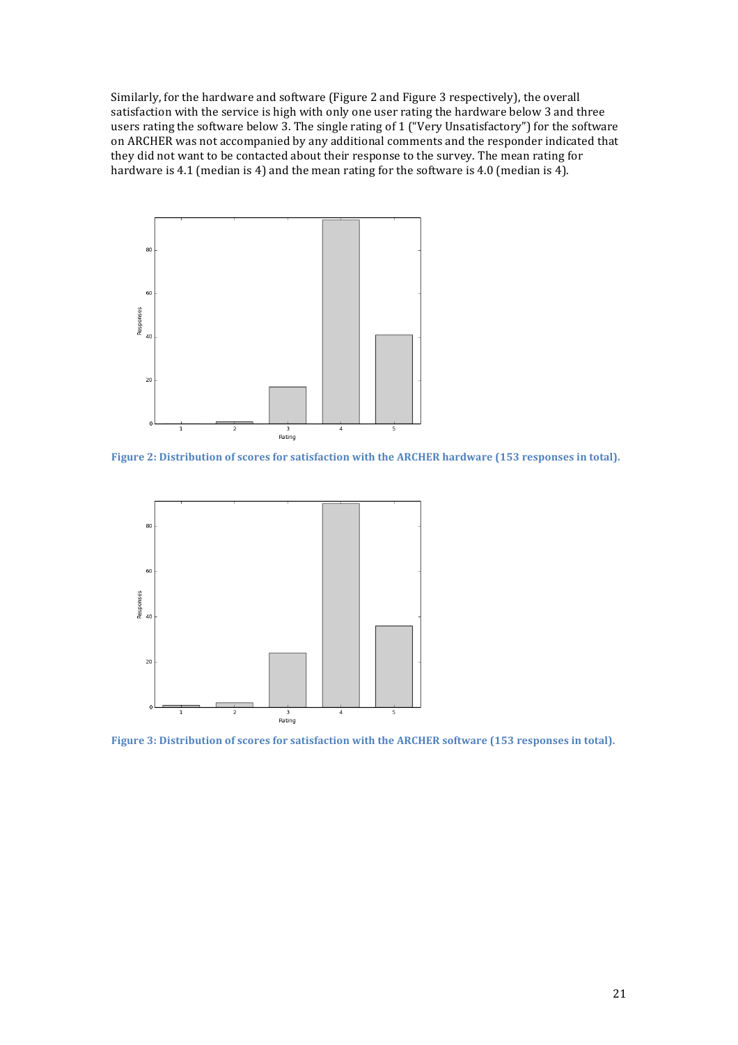Similarly, for the hardware and software (Figure 2 and Figure 3 respectively), the overall satisfaction with the service is high with only one user rating the hardware below 3 and three users rating the software below 3. The single rating of 1 ("Very Unsatisfactory") for the software on ARCHER was not accompanied by any additional comments and the responder indicated that they did not want to be contacted about their response to the survey. The mean rating for hardware is 4.1 (median is 4) and the mean rating for the software is 4.0 (median is 4).

**Figure 2: Distribution of scores for satisfaction with the ARCHER hardware (153 responses in total).**

**Figure 3: Distribution of scores for satisfaction with the ARCHER software (153 responses in total).**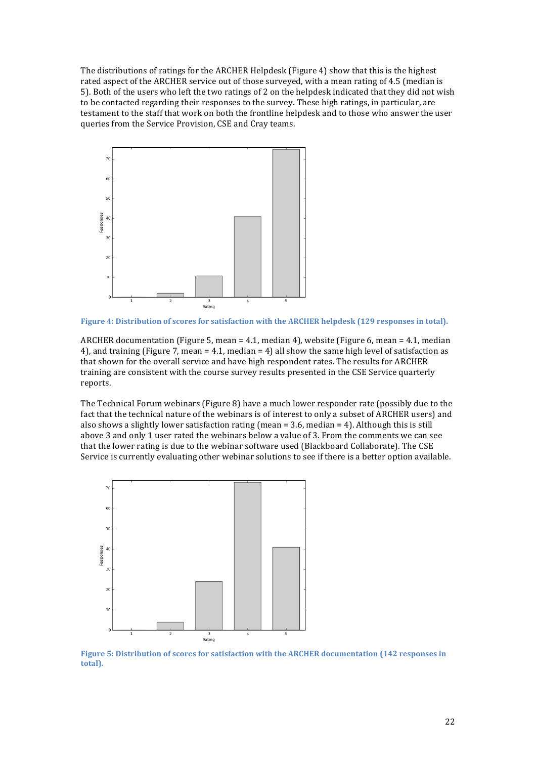The distributions of ratings for the ARCHER Helpdesk (Figure 4) show that this is the highest rated aspect of the ARCHER service out of those surveyed, with a mean rating of 4.5 (median is 5). Both of the users who left the two ratings of 2 on the helpdesk indicated that they did not wish to be contacted regarding their responses to the survey. These high ratings, in particular, are testament to the staff that work on both the frontline helpdesk and to those who answer the user queries from the Service Provision, CSE and Cray teams.

**Figure 4: Distribution of scores for satisfaction with the ARCHER helpdesk (129 responses in total).**

ARCHER documentation (Figure 5, mean = 4.1, median 4), website (Figure 6, mean = 4.1, median 4), and training (Figure 7, mean = 4.1, median = 4) all show the same high level of satisfaction as that shown for the overall service and have high respondent rates. The results for ARCHER training are consistent with the course survey results presented in the CSE Service quarterly reports.

The Technical Forum webinars (Figure 8) have a much lower responder rate (possibly due to the fact that the technical nature of the webinars is of interest to only a subset of ARCHER users) and also shows a slightly lower satisfaction rating (mean = 3.6, median = 4). Although this is still above 3 and only 1 user rated the webinars below a value of 3. From the comments we can see that the lower rating is due to the webinar software used (Blackboard Collaborate). The CSE Service is currently evaluating other webinar solutions to see if there is a better option available.

**Figure 5: Distribution of scores for satisfaction with the ARCHER documentation (142 responses in total).**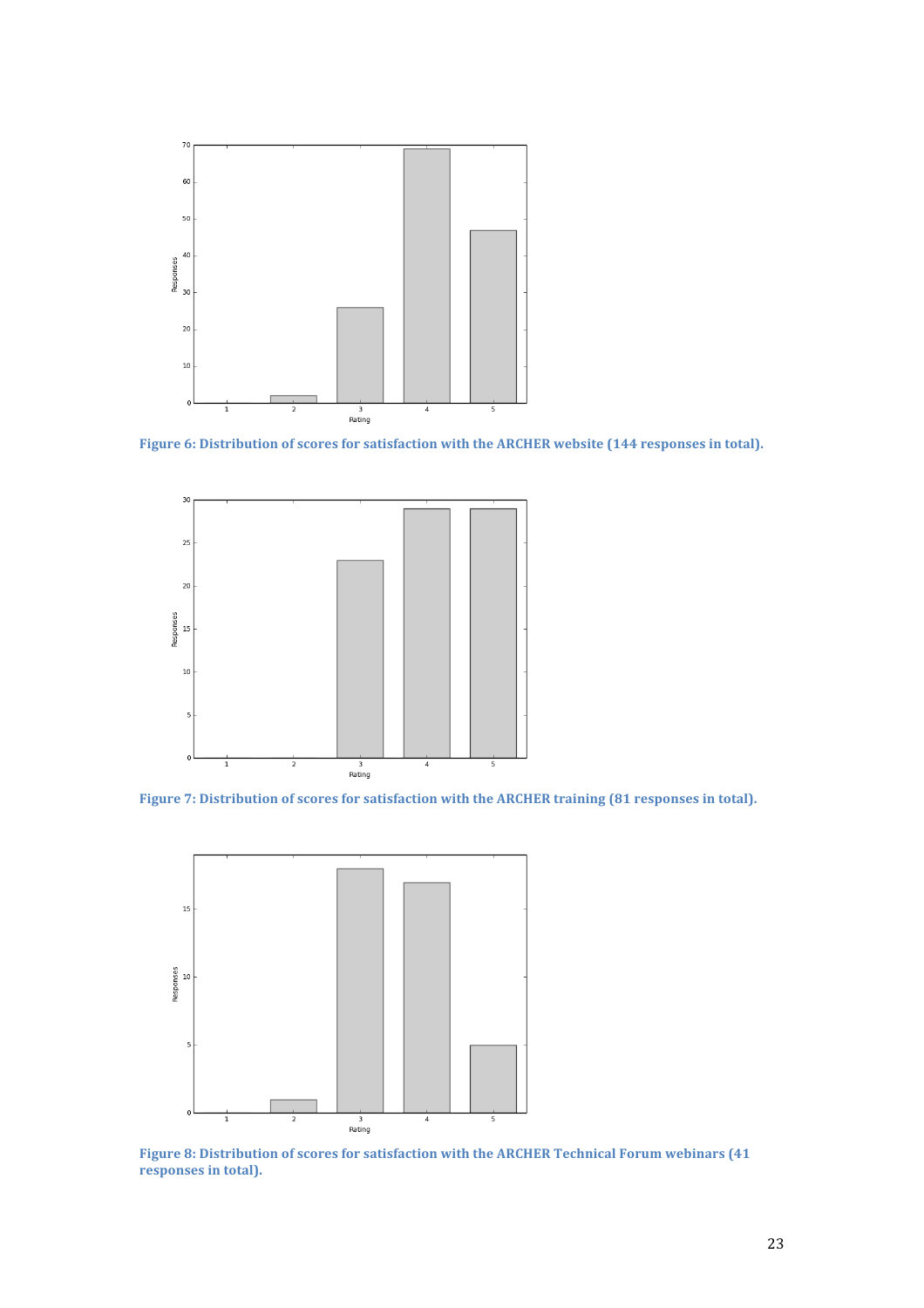70
60
50
40
30
20
10
0
Responses
1
2
3
4
5
Rating

**Figure 6: Distribution of scores for satisfaction with the ARCHER website (144 responses in total).**

30
25
20
15
10
5
0
Responses
1
2
3
4
5
Rating

**Figure 7: Distribution of scores for satisfaction with the ARCHER training (81 responses in total).**

15
10
5
0
Responses
1
2
3
4
5
Rating

**Figure 8: Distribution of scores for satisfaction with the ARCHER Technical Forum webinars (41 responses in total).**